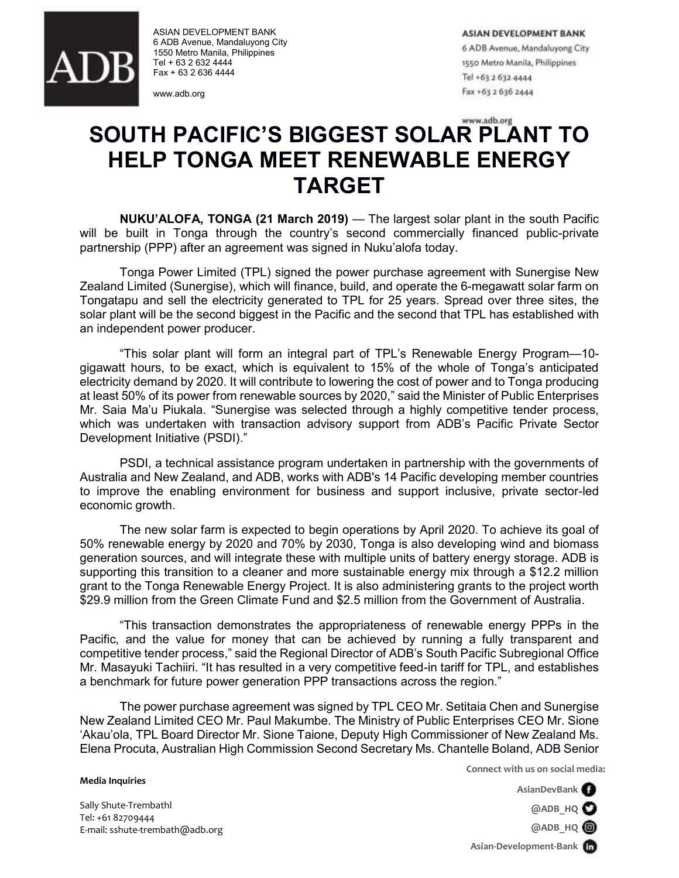ASIAN DEVELOPMENT BANK
6 ADB Avenue, Mandaluyong City
1550 Metro Manila, Philippines
Tel + 63 2 632 4444
Fax + 63 2 636 4444

www.adb.org

# SOUTH PACIFIC'S BIGGEST SOLAR PLANT TO HELP TONGA MEET RENEWABLE ENERGY TARGET

**NUKU'ALOFA, TONGA (21 March 2019)** — The largest solar plant in the south Pacific will be built in Tonga through the country's second commercially financed public-private partnership (PPP) after an agreement was signed in Nuku'alofa today.

Tonga Power Limited (TPL) signed the power purchase agreement with Sunergise New Zealand Limited (Sunergise), which will finance, build, and operate the 6-megawatt solar farm on Tongatapu and sell the electricity generated to TPL for 25 years. Spread over three sites, the solar plant will be the second biggest in the Pacific and the second that TPL has established with an independent power producer.

"This solar plant will form an integral part of TPL's Renewable Energy Program—10-gigawatt hours, to be exact, which is equivalent to 15% of the whole of Tonga's anticipated electricity demand by 2020. It will contribute to lowering the cost of power and to Tonga producing at least 50% of its power from renewable sources by 2020," said the Minister of Public Enterprises Mr. Saia Ma'u Piukala. "Sunergise was selected through a highly competitive tender process, which was undertaken with transaction advisory support from ADB's Pacific Private Sector Development Initiative (PSDI)."

PSDI, a technical assistance program undertaken in partnership with the governments of Australia and New Zealand, and ADB, works with ADB's 14 Pacific developing member countries to improve the enabling environment for business and support inclusive, private sector-led economic growth.

The new solar farm is expected to begin operations by April 2020. To achieve its goal of 50% renewable energy by 2020 and 70% by 2030, Tonga is also developing wind and biomass generation sources, and will integrate these with multiple units of battery energy storage. ADB is supporting this transition to a cleaner and more sustainable energy mix through a $12.2 million grant to the Tonga Renewable Energy Project. It is also administering grants to the project worth $29.9 million from the Green Climate Fund and $2.5 million from the Government of Australia.

"This transaction demonstrates the appropriateness of renewable energy PPPs in the Pacific, and the value for money that can be achieved by running a fully transparent and competitive tender process," said the Regional Director of ADB's South Pacific Subregional Office Mr. Masayuki Tachiiri. "It has resulted in a very competitive feed-in tariff for TPL, and establishes a benchmark for future power generation PPP transactions across the region."

The power purchase agreement was signed by TPL CEO Mr. Setitaia Chen and Sunergise New Zealand Limited CEO Mr. Paul Makumbe. The Ministry of Public Enterprises CEO Mr. Sione 'Akau'ola, TPL Board Director Mr. Sione Taione, Deputy High Commissioner of New Zealand Ms. Elena Procuta, Australian High Commission Second Secretary Ms. Chantelle Boland, ADB Senior

**Media Inquiries**

Sally Shute-Trembathl
Tel: +61 82709444
E-mail: sshute-trembath@adb.org

Connect with us on social media:
AsianDevBank
@ADB_HQ
@ADB_HQ
Asian-Development-Bank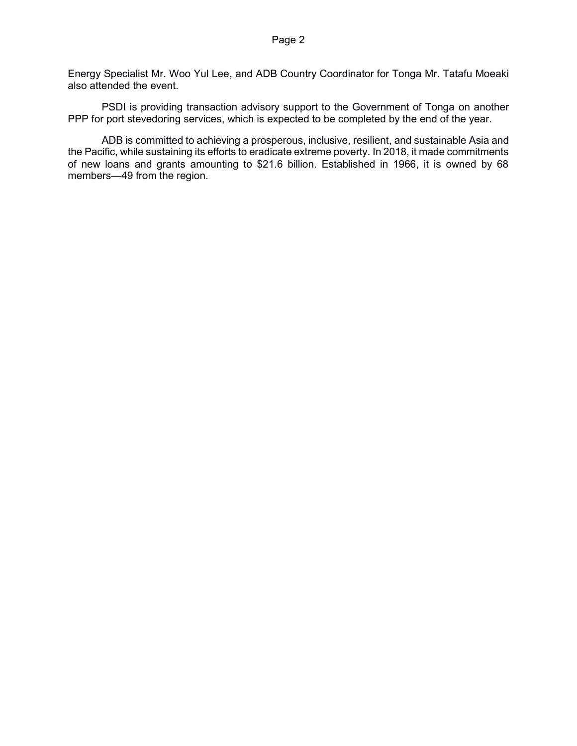Energy Specialist Mr. Woo Yul Lee, and ADB Country Coordinator for Tonga Mr. Tatafu Moeaki also attended the event.

PSDI is providing transaction advisory support to the Government of Tonga on another PPP for port stevedoring services, which is expected to be completed by the end of the year.

ADB is committed to achieving a prosperous, inclusive, resilient, and sustainable Asia and the Pacific, while sustaining its efforts to eradicate extreme poverty. In 2018, it made commitments of new loans and grants amounting to $21.6 billion. Established in 1966, it is owned by 68 members—49 from the region.